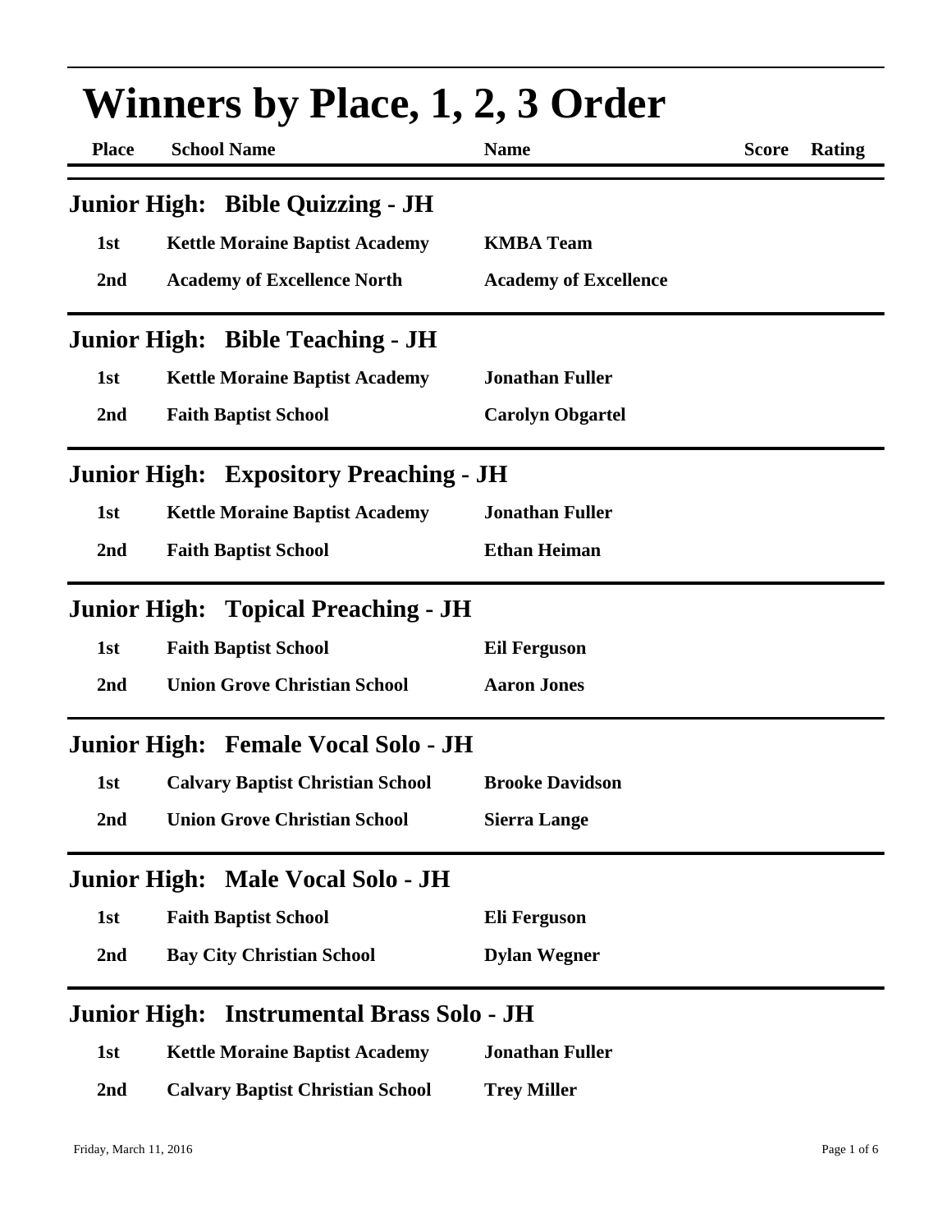# Winners by Place, 1, 2, 3 Order

| Place | School Name | Name | Score | Rating |
|---|---|---|---|---|

## Junior High: Bible Quizzing - JH

| Place | School Name | Name | Score | Rating |
|---|---|---|---|---|
| 1st | Kettle Moraine Baptist Academy | KMBA Team | | |
| 2nd | Academy of Excellence North | Academy of Excellence | | |

## Junior High: Bible Teaching - JH

| Place | School Name | Name | Score | Rating |
|---|---|---|---|---|
| 1st | Kettle Moraine Baptist Academy | Jonathan Fuller | | |
| 2nd | Faith Baptist School | Carolyn Obgartel | | |

## Junior High: Expository Preaching - JH

| Place | School Name | Name | Score | Rating |
|---|---|---|---|---|
| 1st | Kettle Moraine Baptist Academy | Jonathan Fuller | | |
| 2nd | Faith Baptist School | Ethan Heiman | | |

## Junior High: Topical Preaching - JH

| Place | School Name | Name | Score | Rating |
|---|---|---|---|---|
| 1st | Faith Baptist School | Eil Ferguson | | |
| 2nd | Union Grove Christian School | Aaron Jones | | |

## Junior High: Female Vocal Solo - JH

| Place | School Name | Name | Score | Rating |
|---|---|---|---|---|
| 1st | Calvary Baptist Christian School | Brooke Davidson | | |
| 2nd | Union Grove Christian School | Sierra Lange | | |

## Junior High: Male Vocal Solo - JH

| Place | School Name | Name | Score | Rating |
|---|---|---|---|---|
| 1st | Faith Baptist School | Eli Ferguson | | |
| 2nd | Bay City Christian School | Dylan Wegner | | |

## Junior High: Instrumental Brass Solo - JH

| Place | School Name | Name | Score | Rating |
|---|---|---|---|---|
| 1st | Kettle Moraine Baptist Academy | Jonathan Fuller | | |
| 2nd | Calvary Baptist Christian School | Trey Miller | | |

Friday, March 11, 2016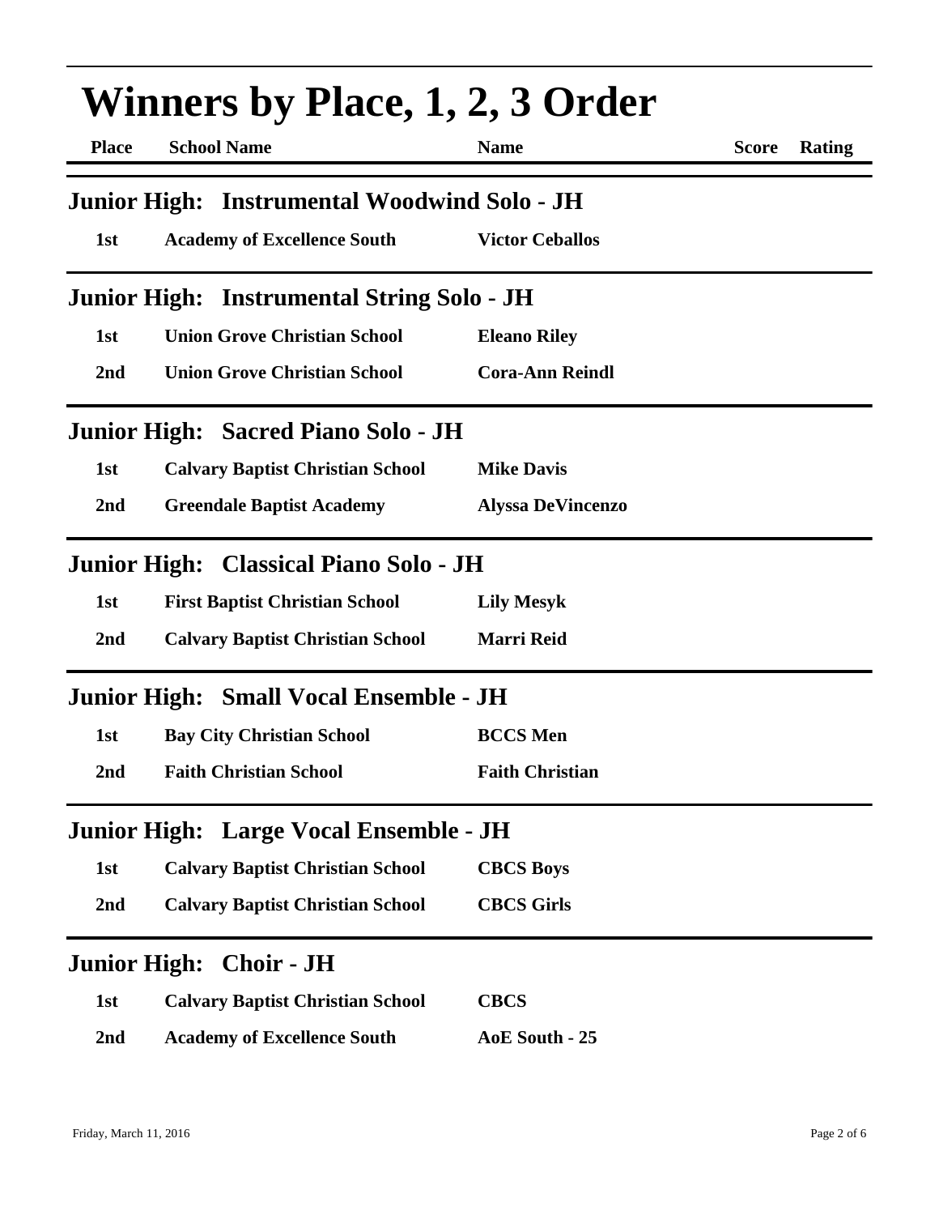# Winners by Place, 1, 2, 3 Order

| Place | School Name | Name | Score | Rating |
|---|---|---|---|---|

## Junior High: Instrumental Woodwind Solo - JH

| Place | School Name | Name | Score | Rating |
|---|---|---|---|---|
| 1st | Academy of Excellence South | Victor Ceballos | | |

## Junior High: Instrumental String Solo - JH

| Place | School Name | Name | Score | Rating |
|---|---|---|---|---|
| 1st | Union Grove Christian School | Eleano Riley | | |
| 2nd | Union Grove Christian School | Cora-Ann Reindl | | |

## Junior High: Sacred Piano Solo - JH

| Place | School Name | Name | Score | Rating |
|---|---|---|---|---|
| 1st | Calvary Baptist Christian School | Mike Davis | | |
| 2nd | Greendale Baptist Academy | Alyssa DeVincenzo | | |

## Junior High: Classical Piano Solo - JH

| Place | School Name | Name | Score | Rating |
|---|---|---|---|---|
| 1st | First Baptist Christian School | Lily Mesyk | | |
| 2nd | Calvary Baptist Christian School | Marri Reid | | |

## Junior High: Small Vocal Ensemble - JH

| Place | School Name | Name | Score | Rating |
|---|---|---|---|---|
| 1st | Bay City Christian School | BCCS Men | | |
| 2nd | Faith Christian School | Faith Christian | | |

## Junior High: Large Vocal Ensemble - JH

| Place | School Name | Name | Score | Rating |
|---|---|---|---|---|
| 1st | Calvary Baptist Christian School | CBCS Boys | | |
| 2nd | Calvary Baptist Christian School | CBCS Girls | | |

## Junior High: Choir - JH

| Place | School Name | Name | Score | Rating |
|---|---|---|---|---|
| 1st | Calvary Baptist Christian School | CBCS | | |
| 2nd | Academy of Excellence South | AoE South - 25 | | |

Friday, March 11, 2016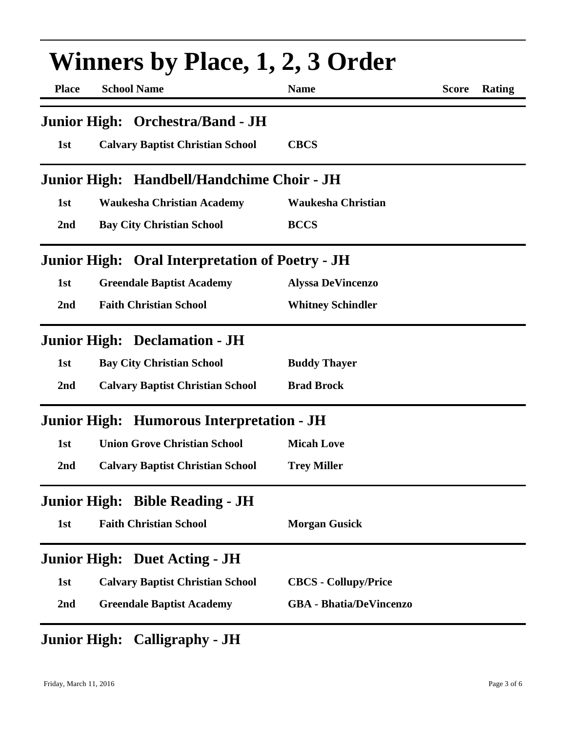# Winners by Place, 1, 2, 3 Order

| Place | School Name | Name | Score | Rating |
|---|---|---|---|---|

## Junior High: Orchestra/Band - JH

| Place | School Name | Name | Score | Rating |
|---|---|---|---|---|
| 1st | Calvary Baptist Christian School | CBCS | | |

## Junior High: Handbell/Handchime Choir - JH

| Place | School Name | Name | Score | Rating |
|---|---|---|---|---|
| 1st | Waukesha Christian Academy | Waukesha Christian | | |
| 2nd | Bay City Christian School | BCCS | | |

## Junior High: Oral Interpretation of Poetry - JH

| Place | School Name | Name | Score | Rating |
|---|---|---|---|---|
| 1st | Greendale Baptist Academy | Alyssa DeVincenzo | | |
| 2nd | Faith Christian School | Whitney Schindler | | |

## Junior High: Declamation - JH

| Place | School Name | Name | Score | Rating |
|---|---|---|---|---|
| 1st | Bay City Christian School | Buddy Thayer | | |
| 2nd | Calvary Baptist Christian School | Brad Brock | | |

## Junior High: Humorous Interpretation - JH

| Place | School Name | Name | Score | Rating |
|---|---|---|---|---|
| 1st | Union Grove Christian School | Micah Love | | |
| 2nd | Calvary Baptist Christian School | Trey Miller | | |

## Junior High: Bible Reading - JH

| Place | School Name | Name | Score | Rating |
|---|---|---|---|---|
| 1st | Faith Christian School | Morgan Gusick | | |

## Junior High: Duet Acting - JH

| Place | School Name | Name | Score | Rating |
|---|---|---|---|---|
| 1st | Calvary Baptist Christian School | CBCS - Collupy/Price | | |
| 2nd | Greendale Baptist Academy | GBA - Bhatia/DeVincenzo | | |

## Junior High: Calligraphy - JH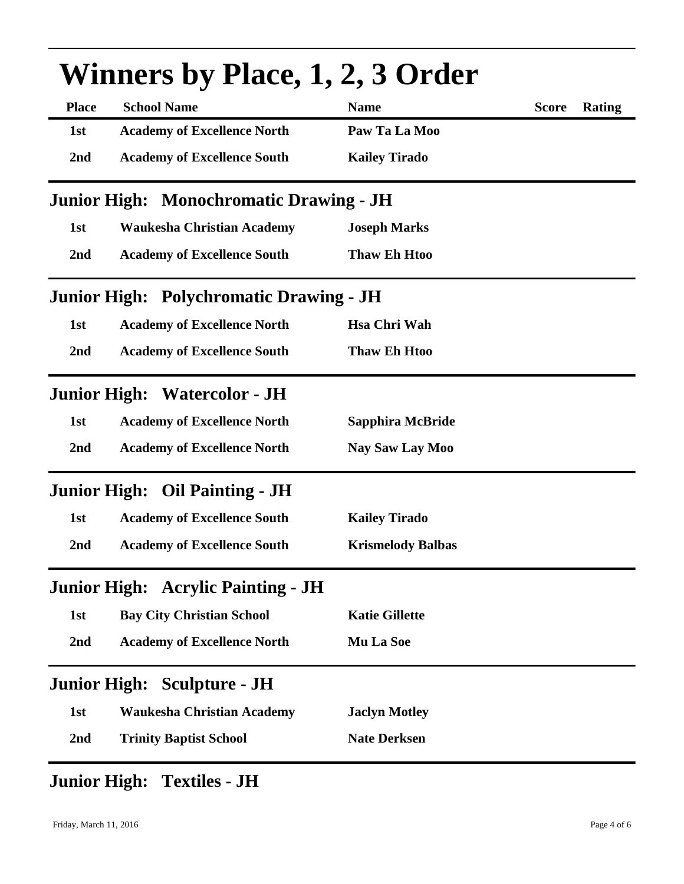# Winners by Place, 1, 2, 3 Order

| Place | School Name | Name | Score | Rating |
|---|---|---|---|---|
| 1st | Academy of Excellence North | Paw Ta La Moo | | |
| 2nd | Academy of Excellence South | Kailey Tirado | | |

## Junior High: Monochromatic Drawing - JH

| Place | School Name | Name | Score | Rating |
|---|---|---|---|---|
| 1st | Waukesha Christian Academy | Joseph Marks | | |
| 2nd | Academy of Excellence South | Thaw Eh Htoo | | |

## Junior High: Polychromatic Drawing - JH

| Place | School Name | Name | Score | Rating |
|---|---|---|---|---|
| 1st | Academy of Excellence North | Hsa Chri Wah | | |
| 2nd | Academy of Excellence South | Thaw Eh Htoo | | |

## Junior High: Watercolor - JH

| Place | School Name | Name | Score | Rating |
|---|---|---|---|---|
| 1st | Academy of Excellence North | Sapphira McBride | | |
| 2nd | Academy of Excellence North | Nay Saw Lay Moo | | |

## Junior High: Oil Painting - JH

| Place | School Name | Name | Score | Rating |
|---|---|---|---|---|
| 1st | Academy of Excellence South | Kailey Tirado | | |
| 2nd | Academy of Excellence South | Krismelody Balbas | | |

## Junior High: Acrylic Painting - JH

| Place | School Name | Name | Score | Rating |
|---|---|---|---|---|
| 1st | Bay City Christian School | Katie Gillette | | |
| 2nd | Academy of Excellence North | Mu La Soe | | |

## Junior High: Sculpture - JH

| Place | School Name | Name | Score | Rating |
|---|---|---|---|---|
| 1st | Waukesha Christian Academy | Jaclyn Motley | | |
| 2nd | Trinity Baptist School | Nate Derksen | | |

## Junior High: Textiles - JH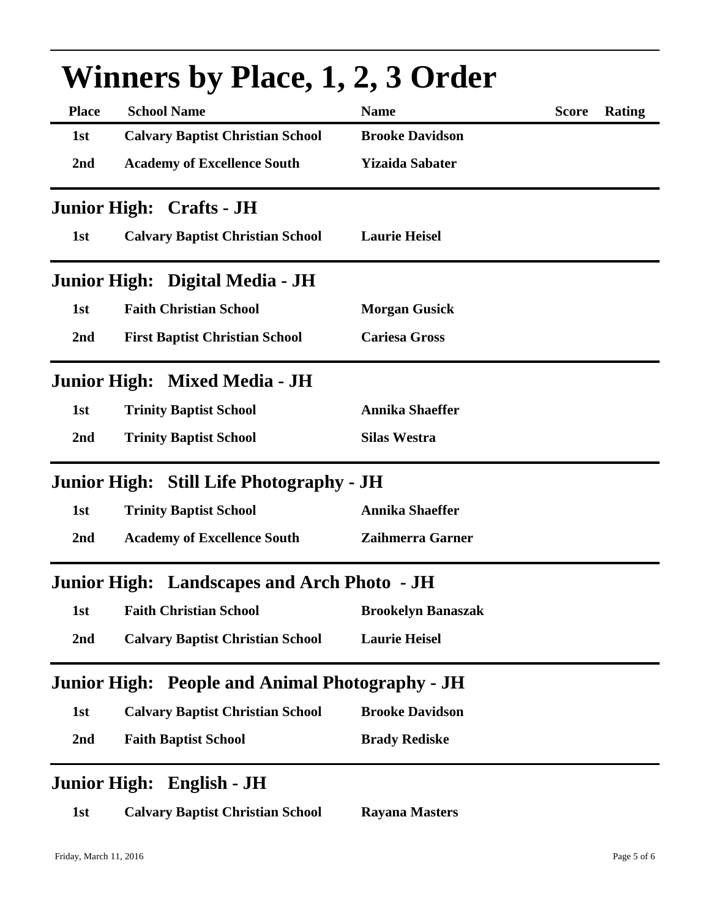# Winners by Place, 1, 2, 3 Order

| Place | School Name | Name | Score | Rating |
|---|---|---|---|---|
| 1st | Calvary Baptist Christian School | Brooke Davidson | | |
| 2nd | Academy of Excellence South | Yizaida Sabater | | |

## Junior High: Crafts - JH

| Place | School Name | Name | Score | Rating |
|---|---|---|---|---|
| 1st | Calvary Baptist Christian School | Laurie Heisel | | |

## Junior High: Digital Media - JH

| Place | School Name | Name | Score | Rating |
|---|---|---|---|---|
| 1st | Faith Christian School | Morgan Gusick | | |
| 2nd | First Baptist Christian School | Cariesa Gross | | |

## Junior High: Mixed Media - JH

| Place | School Name | Name | Score | Rating |
|---|---|---|---|---|
| 1st | Trinity Baptist School | Annika Shaeffer | | |
| 2nd | Trinity Baptist School | Silas Westra | | |

## Junior High: Still Life Photography - JH

| Place | School Name | Name | Score | Rating |
|---|---|---|---|---|
| 1st | Trinity Baptist School | Annika Shaeffer | | |
| 2nd | Academy of Excellence South | Zaihmerra Garner | | |

## Junior High: Landscapes and Arch Photo - JH

| Place | School Name | Name | Score | Rating |
|---|---|---|---|---|
| 1st | Faith Christian School | Brookelyn Banaszak | | |
| 2nd | Calvary Baptist Christian School | Laurie Heisel | | |

## Junior High: People and Animal Photography - JH

| Place | School Name | Name | Score | Rating |
|---|---|---|---|---|
| 1st | Calvary Baptist Christian School | Brooke Davidson | | |
| 2nd | Faith Baptist School | Brady Rediske | | |

## Junior High: English - JH

| Place | School Name | Name | Score | Rating |
|---|---|---|---|---|
| 1st | Calvary Baptist Christian School | Rayana Masters | | |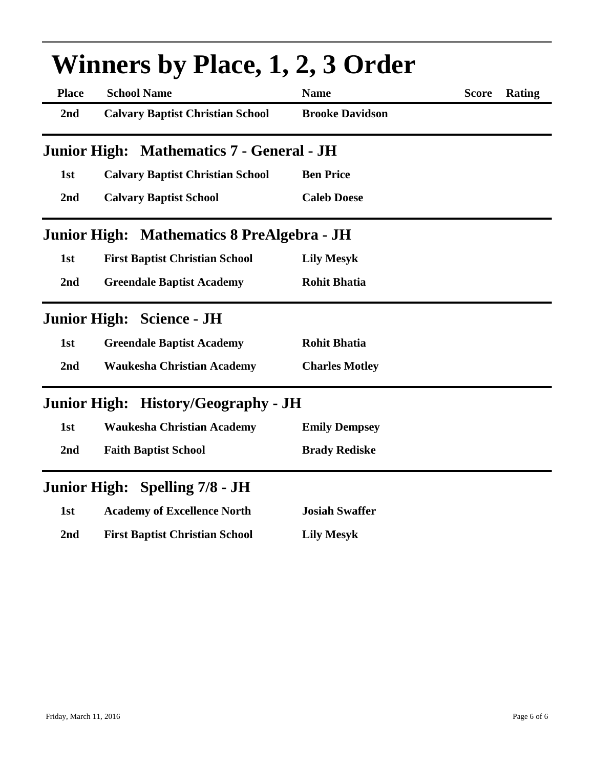# Winners by Place, 1, 2, 3 Order

| Place | School Name | Name | Score | Rating |
|---|---|---|---|---|
| 2nd | Calvary Baptist Christian School | Brooke Davidson | | |

## Junior High: Mathematics 7 - General - JH

| | | | | |
|---|---|---|---|---|
| 1st | Calvary Baptist Christian School | Ben Price | | |
| 2nd | Calvary Baptist School | Caleb Doese | | |

## Junior High: Mathematics 8 PreAlgebra - JH

| | | | | |
|---|---|---|---|---|
| 1st | First Baptist Christian School | Lily Mesyk | | |
| 2nd | Greendale Baptist Academy | Rohit Bhatia | | |

## Junior High: Science - JH

| | | | | |
|---|---|---|---|---|
| 1st | Greendale Baptist Academy | Rohit Bhatia | | |
| 2nd | Waukesha Christian Academy | Charles Motley | | |

## Junior High: History/Geography - JH

| | | | | |
|---|---|---|---|---|
| 1st | Waukesha Christian Academy | Emily Dempsey | | |
| 2nd | Faith Baptist School | Brady Rediske | | |

## Junior High: Spelling 7/8 - JH

| | | | | |
|---|---|---|---|---|
| 1st | Academy of Excellence North | Josiah Swaffer | | |
| 2nd | First Baptist Christian School | Lily Mesyk | | |

Friday, March 11, 2016